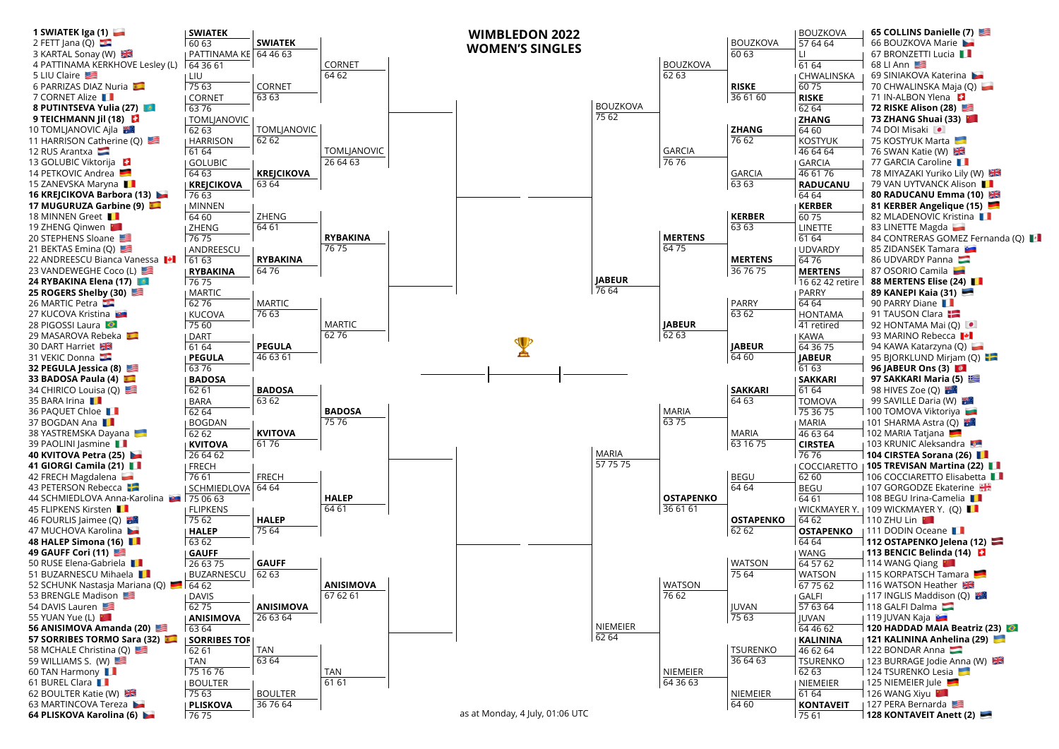# WIMBLEDON 2022
## WOMEN'S SINGLES

### First Round Draw

| # | Player (Top Half) | # | Player (Bottom Half) |
|---|---|---|---|
| 1 | **SWIATEK Iga (1)** | 65 | **COLLINS Danielle (7)** |
| 2 | FETT Jana (Q) | 66 | BOUZKOVA Marie |
| 3 | KARTAL Sonay (W) | 67 | BRONZETTI Lucia |
| 4 | PATTINAMA KERKHOVE Lesley (L) | 68 | LI Ann |
| 5 | LIU Claire | 69 | SINIAKOVA Katerina |
| 6 | PARRIZAS DIAZ Nuria | 70 | CHWALINSKA Maja (Q) |
| 7 | CORNET Alize | 71 | IN-ALBON Ylena |
| 8 | **PUTINTSEVA Yulia (27)** | 72 | **RISKE Alison (28)** |
| 9 | **TEICHMANN Jil (18)** | 73 | **ZHANG Shuai (33)** |
| 10 | TOMLJANOVIC Ajla | 74 | DOI Misaki |
| 11 | HARRISON Catherine (Q) | 75 | KOSTYUK Marta |
| 12 | RUS Arantxa | 76 | SWAN Katie (W) |
| 13 | GOLUBIC Viktorija | 77 | GARCIA Caroline |
| 14 | PETKOVIC Andrea | 78 | MIYAZAKI Yuriko Lily (W) |
| 15 | ZANEVSKA Maryna | 79 | VAN UYTVANCK Alison |
| 16 | **KREJCIKOVA Barbora (13)** | 80 | **RADUCANU Emma (10)** |
| 17 | **MUGURUZA Garbine (9)** | 81 | **KERBER Angelique (15)** |
| 18 | MINNEN Greet | 82 | MLADENOVIC Kristina |
| 19 | ZHENG Qinwen | 83 | LINETTE Magda |
| 20 | STEPHENS Sloane | 84 | CONTRERAS GOMEZ Fernanda (Q) |
| 21 | BEKTAS Emina (Q) | 85 | ZIDANSEK Tamara |
| 22 | ANDREESCU Bianca Vanessa | 86 | UDVARDY Panna |
| 23 | VANDEWEGHE Coco (L) | 87 | OSORIO Camila |
| 24 | **RYBAKINA Elena (17)** | 88 | **MERTENS Elise (24)** |
| 25 | **ROGERS Shelby (30)** | 89 | **KANEPI Kaia (31)** |
| 26 | MARTIC Petra | 90 | PARRY Diane |
| 27 | KUCOVA Kristina | 91 | TAUSON Clara |
| 28 | PIGOSSI Laura | 92 | HONTAMA Mai (Q) |
| 29 | MASAROVA Rebeka | 93 | MARINO Rebecca |
| 30 | DART Harriet | 94 | KAWA Katarzyna (Q) |
| 31 | VEKIC Donna | 95 | BJORKLUND Mirjam (Q) |
| 32 | **PEGULA Jessica (8)** | 96 | **JABEUR Ons (3)** |
| 33 | **BADOSA Paula (4)** | 97 | **SAKKARI Maria (5)** |
| 34 | CHIRICO Louisa (Q) | 98 | HIVES Zoe (Q) |
| 35 | BARA Irina | 99 | SAVILLE Daria (W) |
| 36 | PAQUET Chloe | 100 | TOMOVA Viktoriya |
| 37 | BOGDAN Ana | 101 | SHARMA Astra (Q) |
| 38 | YASTREMSKA Dayana | 102 | MARIA Tatjana |
| 39 | PAOLINI Jasmine | 103 | KRUNIC Aleksandra |
| 40 | **KVITOVA Petra (25)** | 104 | **CIRSTEA Sorana (26)** |
| 41 | **GIORGI Camila (21)** | 105 | **TREVISAN Martina (22)** |
| 42 | FRECH Magdalena | 106 | COCCIARETTO Elisabetta |
| 43 | PETERSON Rebecca | 107 | GORGODZE Ekaterine |
| 44 | SCHMIEDLOVA Anna-Karolina | 108 | BEGU Irina-Camelia |
| 45 | FLIPKENS Kirsten | 109 | WICKMAYER Y. (Q) |
| 46 | FOURLIS Jaimee (Q) | 110 | ZHU Lin |
| 47 | MUCHOVA Karolina | 111 | DODIN Oceane |
| 48 | **HALEP Simona (16)** | 112 | **OSTAPENKO Jelena (12)** |
| 49 | **GAUFF Cori (11)** | 113 | **BENCIC Belinda (14)** |
| 50 | RUSE Elena-Gabriela | 114 | WANG Qiang |
| 51 | BUZARNESCU Mihaela | 115 | KORPATSCH Tamara |
| 52 | SCHUNK Nastasja Mariana (Q) | 116 | WATSON Heather |
| 53 | BRENGLE Madison | 117 | INGLIS Maddison (Q) |
| 54 | DAVIS Lauren | 118 | GALFI Dalma |
| 55 | YUAN Yue (L) | 119 | JUVAN Kaja |
| 56 | **ANISIMOVA Amanda (20)** | 120 | **HADDAD MAIA Beatriz (23)** |
| 57 | **SORRIBES TORMO Sara (32)** | 121 | **KALININA Anhelina (29)** |
| 58 | MCHALE Christina (Q) | 122 | BONDAR Anna |
| 59 | WILLIAMS S. (W) | 123 | BURRAGE Jodie Anna (W) |
| 60 | TAN Harmony | 124 | TSURENKO Lesia |
| 61 | BUREL Clara | 125 | NIEMEIER Jule |
| 62 | BOULTER Katie (W) | 126 | WANG Xiyu |
| 63 | MARTINCOVA Tereza | 127 | PERA Bernarda |
| 64 | **PLISKOVA Karolina (6)** | 128 | **KONTAVEIT Anett (2)** |

### Second Round (Top Half)

| Winner | Score |
|---|---|
| **SWIATEK** | 60 63 |
| PATTINAMA KE | 64 36 61 |
| LIU | 75 63 |
| CORNET | 63 76 |
| TOMLJANOVIC | 62 63 |
| HARRISON | 61 64 |
| GOLUBIC | 64 63 |
| **KREJCIKOVA** | 76 63 |
| MINNEN | 64 60 |
| ZHENG | 76 75 |
| ANDREESCU | 61 63 |
| **RYBAKINA** | 76 75 |
| MARTIC | 62 76 |
| KUCOVA | 75 60 |
| DART | 61 64 |
| **PEGULA** | 63 76 |
| **BADOSA** | 62 61 |
| BARA | 62 64 |
| BOGDAN | 62 62 |
| **KVITOVA** | 26 64 62 |
| FRECH | 76 61 |
| SCHMIEDLOVA | 75 06 63 |
| FLIPKENS | 75 62 |
| **HALEP** | 63 62 |
| **GAUFF** | 26 63 75 |
| BUZARNESCU | 64 62 |
| DAVIS | 62 75 |
| **ANISIMOVA** | 63 64 |
| **SORRIBES TOR** | 62 61 |
| TAN | 75 16 76 |
| BOULTER | 75 63 |
| **PLISKOVA** | 76 75 |

### Third Round (Top Half)

| Winner | Score |
|---|---|
| **SWIATEK** | 64 46 63 |
| CORNET | 63 63 |
| TOMLJANOVIC | 62 62 |
| **KREJCIKOVA** | 63 64 |
| ZHENG | 64 61 |
| **RYBAKINA** | 64 76 |
| MARTIC | 76 63 |
| **PEGULA** | 46 63 61 |
| **BADOSA** | 63 62 |
| **KVITOVA** | 61 76 |
| FRECH | 64 64 |
| **HALEP** | 75 64 |
| **GAUFF** | 62 63 |
| **ANISIMOVA** | 26 63 64 |
| TAN | 63 64 |
| BOULTER | 36 76 64 |

### Fourth Round (Top Half)

| Winner | Score |
|---|---|
| CORNET | 64 62 |
| TOMLJANOVIC | 26 64 63 |
| **RYBAKINA** | 76 75 |
| MARTIC | 62 76 |
| **BADOSA** | 75 76 |
| **HALEP** | 64 61 |
| **ANISIMOVA** | 67 62 61 |
| TAN | 61 61 |

### Second Round (Bottom Half)

| Winner | Score |
|---|---|
| BOUZKOVA | 57 64 64 |
| LI | 61 64 |
| CHWALINSKA | 60 75 |
| **RISKE** | 62 64 |
| **ZHANG** | 64 60 |
| KOSTYUK | 46 64 64 |
| GARCIA | 46 61 76 |
| **RADUCANU** | 64 64 |
| **KERBER** | 60 75 |
| LINETTE | 61 64 |
| UDVARDY | 64 76 |
| **MERTENS** | 16 62 42 retire |
| PARRY | 64 64 |
| HONTAMA | 41 retired |
| KAWA | 64 36 75 |
| **JABEUR** | 61 63 |
| **SAKKARI** | 61 64 |
| TOMOVA | 75 36 75 |
| MARIA | 46 63 64 |
| **CIRSTEA** | 76 76 |
| COCCIARETTO | 62 60 |
| BEGU | 64 61 |
| WICKMAYER Y. | 64 62 |
| **OSTAPENKO** | 64 64 |
| WANG | 64 57 62 |
| WATSON | 67 75 62 |
| GALFI | 57 63 64 |
| JUVAN | 64 46 62 |
| **KALININA** | 46 62 64 |
| TSURENKO | 62 63 |
| NIEMEIER | 61 64 |
| **KONTAVEIT** | 75 61 |

### Third Round (Bottom Half)

| Winner | Score |
|---|---|
| BOUZKOVA | 60 63 |
| **RISKE** | 36 61 60 |
| **ZHANG** | 76 62 |
| GARCIA | 63 63 |
| **KERBER** | 63 63 |
| **MERTENS** | 36 76 75 |
| PARRY | 63 62 |
| **JABEUR** | 64 60 |
| **SAKKARI** | 64 63 |
| MARIA | 63 16 75 |
| BEGU | 64 64 |
| **OSTAPENKO** | 62 62 |
| WATSON | 75 64 |
| JUVAN | 75 63 |
| TSURENKO | 36 64 63 |
| NIEMEIER | 64 60 |

### Fourth Round (Bottom Half)

| Winner | Score |
|---|---|
| BOUZKOVA | 62 63 |
| GARCIA | 76 76 |
| **MERTENS** | 64 75 |
| **JABEUR** | 62 63 |
| MARIA | 63 75 |
| **OSTAPENKO** | 36 61 61 |
| WATSON | 76 62 |
| NIEMEIER | 64 36 63 |

### Quarterfinalists (Bottom Half)

| Winner | Score |
|---|---|
| BOUZKOVA | 75 62 |
| **JABEUR** | 76 64 |
| MARIA | 57 75 75 |
| NIEMEIER | 62 64 |

as at Monday, 4 July, 01:06 UTC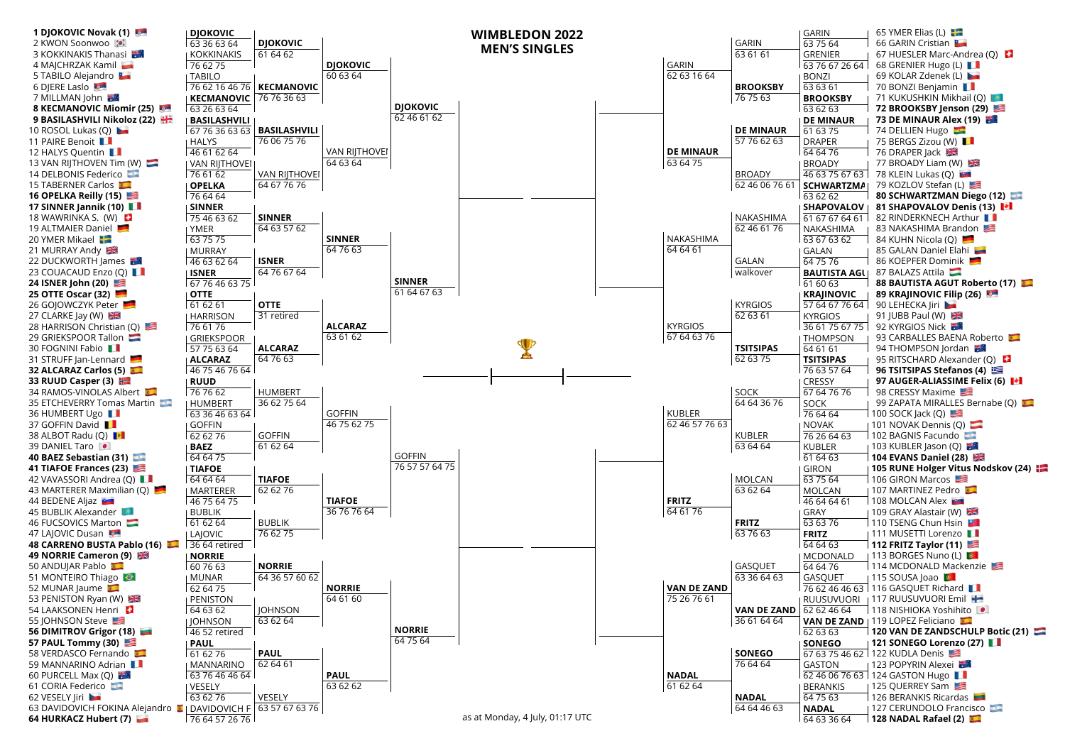# WIMBLEDON 2022
## MEN'S SINGLES

*as at Monday, 4 July, 01:17 UTC*

### Top half

| First Round | Second Round | Third Round | Fourth Round | Quarterfinal |
|---|---|---|---|---|
| 1 DJOKOVIC Novak (1) vs 2 KWON Soonwoo | DJOKOVIC 63 36 63 64 | | | |
| 3 KOKKINAKIS Thanasi vs 4 MAJCHRZAK Kamil | KOKKINAKIS 76 62 75 | DJOKOVIC 61 64 62 | | |
| 5 TABILO Alejandro vs 6 DJERE Laslo | TABILO 76 12 16 46 76 | | | |
| 7 MILLMAN John vs 8 KECMANOVIC Miomir (25) | KECMANOVIC 63 26 63 64 | KECMANOVIC 76 76 36 63 | DJOKOVIC 60 63 64 | |
| 9 BASILASHVILI Nikoloz (22) vs 10 ROSOL Lukas (Q) | BASILASHVILI 67 76 36 63 63 | | | |
| 11 PAIRE Benoit vs 12 HALYS Quentin | HALYS 46 61 62 64 | BASILASHVILI 76 06 75 76 | | |
| 13 VAN RIJTHOVEN Tim (W) vs 14 DELBONIS Federico | VAN RIJTHOVEN 76 61 62 | | | |
| 15 TABERNER Carlos vs 16 OPELKA Reilly (15) | OPELKA 76 64 64 | VAN RIJTHOVEN 64 67 76 76 | VAN RIJTHOVEN 64 63 64 | DJOKOVIC 62 46 61 62 |
| 17 SINNER Jannik (10) vs 18 WAWRINKA S. (W) | SINNER 75 46 63 62 | | | |
| 19 ALTMAIER Daniel vs 20 YMER Mikael | YMER 63 75 75 | SINNER 64 63 57 62 | | |
| 21 MURRAY Andy vs 22 DUCKWORTH James | MURRAY 46 63 62 64 | | | |
| 23 COUACAUD Enzo (Q) vs 24 ISNER John (20) | ISNER 67 76 46 63 75 | ISNER 64 76 67 64 | SINNER 64 76 63 | |
| 25 OTTE Oscar (32) vs 26 GOJOWCZYK Peter | OTTE 61 62 61 | | | |
| 27 CLARKE Jay (W) vs 28 HARRISON Christian (Q) | HARRISON 76 61 76 | OTTE 31 retired | | |
| 29 GRIEKSPOOR Tallon vs 30 FOGNINI Fabio | GRIEKSPOOR 57 75 63 64 | | | |
| 31 STRUFF Jan-Lennard vs 32 ALCARAZ Carlos (5) | ALCARAZ 46 75 46 76 64 | ALCARAZ 64 76 63 | ALCARAZ 63 61 62 | SINNER 61 64 67 63 |
| 33 RUUD Casper (3) vs 34 RAMOS-VINOLAS Albert | RUUD 76 76 62 | | | |
| 35 ETCHEVERRY Tomas Martin vs 36 HUMBERT Ugo | HUMBERT 63 36 46 63 64 | HUMBERT 36 62 75 64 | | |
| 37 GOFFIN David vs 38 ALBOT Radu (Q) | GOFFIN 62 62 76 | | | |
| 39 DANIEL Taro vs 40 BAEZ Sebastian (31) | BAEZ 64 64 75 | GOFFIN 61 62 64 | GOFFIN 46 75 62 75 | |
| 41 TIAFOE Frances (23) vs 42 VAVASSORI Andrea (Q) | TIAFOE 64 64 64 | | | |
| 43 MARTERER Maximilian (Q) vs 44 BEDENE Aljaz | MARTERER 46 75 64 75 | TIAFOE 62 62 76 | | |
| 45 BUBLIK Alexander vs 46 FUCSOVICS Marton | BUBLIK 61 62 64 | | | |
| 47 LAJOVIC Dusan vs 48 CARRENO BUSTA Pablo (16) | LAJOVIC 36 64 retired | BUBLIK 76 62 75 | TIAFOE 36 76 76 64 | GOFFIN 76 57 57 64 75 |
| 49 NORRIE Cameron (9) vs 50 ANDUJAR Pablo | NORRIE 60 76 63 | | | |
| 51 MONTEIRO Thiago vs 52 MUNAR Jaume | MUNAR 62 64 75 | NORRIE 64 36 57 60 62 | | |
| 53 PENISTON Ryan (W) vs 54 LAAKSONEN Henri | PENISTON 64 63 62 | | | |
| 55 JOHNSON Steve vs 56 DIMITROV Grigor (18) | JOHNSON 46 52 retired | JOHNSON 63 62 64 | NORRIE 64 61 60 | |
| 57 PAUL Tommy (30) vs 58 VERDASCO Fernando | PAUL 61 62 76 | | | |
| 59 MANNARINO Adrian vs 60 PURCELL Max (Q) | MANNARINO 63 76 46 46 64 | PAUL 62 64 61 | | |
| 61 CORIA Federico vs 62 VESELY Jiri | VESELY 63 62 76 | | | |
| 63 DAVIDOVICH FOKINA Alejandro vs 64 HURKACZ Hubert (7) | DAVIDOVICH F 76 64 57 26 76 | VESELY 63 57 67 63 76 | PAUL 63 62 62 | NORRIE 64 75 64 |

### Bottom half

| First Round | Second Round | Third Round | Fourth Round | Quarterfinal |
|---|---|---|---|---|
| 65 YMER Elias (L) vs 66 GARIN Cristian | GARIN 63 75 64 | | | |
| 67 HUESLER Marc-Andrea (Q) vs 68 GRENIER Hugo (L) | GRENIER 63 76 67 26 64 | GARIN 63 61 61 | | |
| 69 KOLAR Zdenek (L) vs 70 BONZI Benjamin | BONZI 63 63 61 | | | |
| 71 KUKUSHKIN Mikhail (Q) vs 72 BROOKSBY Jenson (29) | BROOKSBY 63 62 63 | BROOKSBY 76 75 63 | GARIN 62 63 16 64 | |
| 73 DE MINAUR Alex (19) vs 74 DELLIEN Hugo | DE MINAUR 61 63 75 | | | |
| 75 BERGS Zizou (W) vs 76 DRAPER Jack | DRAPER 64 64 76 | DE MINAUR 57 46 76 62 63 | | |
| 77 BROADY Liam (W) vs 78 KLEIN Lukas (Q) | BROADY 46 63 75 67 63 | | | |
| 79 KOZLOV Stefan (L) vs 80 SCHWARTZMAN Diego (12) | SCHWARTZMAN 63 62 62 | BROADY 62 46 06 76 61 | DE MINAUR 63 64 75 | GARIN |
| 81 SHAPOVALOV Denis (13) vs 82 RINDERKNECH Arthur | SHAPOVALOV 61 67 67 64 61 | | | |
| 83 NAKASHIMA Brandon vs 84 KUHN Nicola (Q) | NAKASHIMA 63 67 63 62 | NAKASHIMA 62 46 61 76 | | |
| 85 GALAN Daniel Elahi vs 86 KOEPFER Dominik | GALAN 64 75 76 | | | |
| 87 BALAZS Attila vs 88 BAUTISTA AGUT Roberto (17) | BAUTISTA AGUT 61 60 63 | GALAN walkover | NAKASHIMA 64 64 61 | |
| 89 KRAJINOVIC Filip (26) vs 90 LEHECKA Jiri | KRAJINOVIC 57 64 67 76 64 | | | |
| 91 JUBB Paul (W) vs 92 KYRGIOS Nick | KYRGIOS 36 61 75 67 75 | KYRGIOS 62 63 61 | | |
| 93 CARBALLES BAENA Roberto vs 94 THOMPSON Jordan | THOMPSON 64 61 61 | | | |
| 95 RITSCHARD Alexander (Q) vs 96 TSITSIPAS Stefanos (4) | TSITSIPAS 76 63 57 64 | TSITSIPAS 62 63 75 | KYRGIOS 67 64 63 76 | |
| 97 AUGER-ALIASSIME Felix (6) vs 98 CRESSY Maxime | CRESSY 67 64 76 76 | | | |
| 99 ZAPATA MIRALLES Bernabe (Q) vs 100 SOCK Jack (Q) | SOCK 76 64 64 | SOCK 64 64 36 76 | | |
| 101 NOVAK Dennis (Q) vs 102 BAGNIS Facundo | NOVAK 76 26 64 63 | | | |
| 103 KUBLER Jason (Q) vs 104 EVANS Daniel (28) | KUBLER 61 64 63 | KUBLER 63 64 64 | KUBLER 62 46 57 76 63 | |
| 105 RUNE Holger Vitus Nodskov (24) vs 106 GIRON Marcos | GIRON 63 75 64 | | | |
| 107 MARTINEZ Pedro vs 108 MOLCAN Alex | MOLCAN 46 64 64 61 | MOLCAN 63 62 64 | | |
| 109 GRAY Alastair (W) vs 110 TSENG Chun Hsin | GRAY 63 63 76 | | | |
| 111 MUSETTI Lorenzo vs 112 FRITZ Taylor (11) | FRITZ 64 64 63 | FRITZ 63 76 63 | FRITZ 64 61 76 | |
| 113 BORGES Nuno (L) vs 114 MCDONALD Mackenzie | MCDONALD 64 64 76 | | | |
| 115 SOUSA Joao vs 116 GASQUET Richard | GASQUET 76 62 46 46 63 | GASQUET 63 36 64 63 | | |
| 117 RUUSUVUORI Emil vs 118 NISHIOKA Yoshihito | RUUSUVUORI 62 62 46 64 | | | |
| 119 LOPEZ Feliciano vs 120 VAN DE ZANDSCHULP Botic (21) | VAN DE ZANDSCHULP 62 63 63 | VAN DE ZANDSCHULP 36 61 64 64 | VAN DE ZANDSCHULP 75 26 76 61 | |
| 121 SONEGO Lorenzo (27) vs 122 KUDLA Denis | SONEGO 67 63 75 46 62 | | | |
| 123 POPYRIN Alexei vs 124 GASTON Hugo | GASTON 62 46 06 76 63 | SONEGO 76 64 64 | | |
| 125 QUERREY Sam vs 126 BERANKIS Ricardas | BERANKIS 64 75 63 | | | |
| 127 CERUNDOLO Francisco vs 128 NADAL Rafael (2) | NADAL 64 63 36 64 | NADAL 64 64 46 63 | NADAL 61 62 64 | |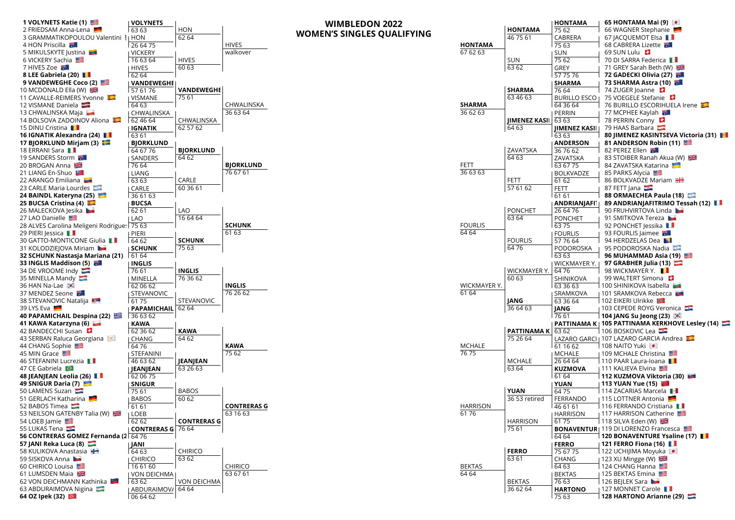# WIMBLEDON 2022
## WOMEN'S SINGLES QUALIFYING

### Top half

| First Round | Second Round | Qualifying Competition Final | Qualifiers |
|---|---|---|---|
| **1 VOLYNETS Katie (1)** (USA) | | | |
| 2 FRIEDSAM Anna-Lena (GER) | **VOLYNETS** 63 63 | | |
| 3 GRAMMATIKOPOULOU Valentini (GRE) | | | |
| 4 HON Priscilla (AUS) | HON 26 64 75 | HON 62 64 | |
| 5 MIKULSKYTE Justina (LTU) | | | |
| 6 VICKERY Sachia (USA) | VICKERY 16 63 64 | | |
| 7 HIVES Zoe (AUS) | | | |
| **8 LEE Gabriela (20)** (ROU) | HIVES 62 64 | HIVES 60 63 | HIVES walkover |
| **9 VANDEWEGHE Coco (2)** (USA) | | | |
| 10 MCDONALD Ella (W) (GBR) | **VANDEWEGHE** 57 61 76 | | |
| 11 CAVALLE-REIMERS Yvonne (ESP) | | | |
| 12 VISMANE Daniela (LAT) | VISMANE 64 63 | **VANDEWEGHE** 75 61 | |
| 13 CHWALINSKA Maja (POL) | | | |
| 14 BOLSOVA ZADOINOV Aliona (ESP) | CHWALINSKA 62 46 64 | | |
| 15 DINU Cristina (ROU) | | | |
| **16 IGNATIK Alexandra (24)** (ROU) | **IGNATIK** 63 61 | CHWALINSKA 62 57 62 | CHWALINSKA 36 63 64 |
| **17 BJORKLUND Mirjam (3)** (SWE) | | | |
| 18 ERRANI Sara (ITA) | **BJORKLUND** 64 67 76 | | |
| 19 SANDERS Storm (AUS) | | | |
| 20 BROGAN Anna (GBR) | SANDERS 76 64 | **BJORKLUND** 64 62 | |
| 21 LIANG En-Shuo (TPE) | | | |
| 22 ARANGO Emiliana (COL) | LIANG 63 63 | | |
| 23 CARLE Maria Lourdes (ARG) | | | |
| **24 BAINDL Kateryna (25)** (UKR) | CARLE 36 61 63 | CARLE 60 36 61 | **BJORKLUND** 76 67 61 |
| **25 BUCSA Cristina (4)** (ESP) | | | |
| 26 MALECKOVA Jesika (CZE) | **BUCSA** 62 61 | | |
| 27 LAO Danielle (USA) | | | |
| 28 ALVES Carolina Meligeni Rodrigues (BRA) | LAO 75 63 | LAO 16 64 64 | |
| 29 PIERI Jessica (ITA) | | | |
| 30 GATTO-MONTICONE Giulia (ITA) | PIERI 64 62 | | |
| 31 KOLODZIEJOVA Miriam (CZE) | | | |
| **32 SCHUNK Nastasja Mariana (21)** (GER) | **SCHUNK** 61 64 | **SCHUNK** 75 63 | **SCHUNK** 61 63 |
| **33 INGLIS Maddison (5)** (AUS) | | | |
| 34 DE VROOME Indy (NED) | **INGLIS** 76 61 | | |
| 35 MINELLA Mandy (LUX) | | | |
| 36 HAN Na-Lae (KOR) | MINELLA 62 06 62 | **INGLIS** 76 36 62 | |
| 37 MENDEZ Seone (AUS) | | | |
| 38 STEVANOVIC Natalija (SRB) | STEVANOVIC 61 75 | | |
| 39 LYS Eva (GER) | | | |
| **40 PAPAMICHAIL Despina (22)** (GRE) | **PAPAMICHAIL** 36 63 62 | STEVANOVIC 62 64 | **INGLIS** 76 26 62 |
| **41 KAWA Katarzyna (6)** (POL) | | | |
| 42 BANDECCHI Susan (SUI) | **KAWA** 62 36 62 | | |
| 43 SERBAN Raluca Georgiana (CYP) | | | |
| 44 CHANG Sophie (USA) | CHANG 64 76 | **KAWA** 64 62 | |
| 45 MIN Grace (USA) | | | |
| 46 STEFANINI Lucrezia (ITA) | STEFANINI 46 63 62 | | |
| 47 CE Gabriela (BRA) | | | |
| **48 JEANJEAN Leolia (26)** (FRA) | **JEANJEAN** 62 06 75 | **JEANJEAN** 63 26 63 | **KAWA** 75 62 |
| **49 SNIGUR Daria (7)** (UKR) | | | |
| 50 LAMENS Suzan (NED) | **SNIGUR** 75 61 | | |
| 51 GERLACH Katharina (GER) | | | |
| 52 BABOS Timea (HUN) | BABOS 61 61 | BABOS 60 62 | |
| 53 NEILSON GATENBY Talia (W) (GBR) | | | |
| 54 LOEB Jamie (USA) | LOEB 62 62 | | |
| 55 LUKAS Tena (CRO) | | | |
| **56 CONTRERAS GOMEZ Fernanda (2…)** (MEX) | **CONTRERAS G** 64 76 | **CONTRERAS G** 76 64 | **CONTRERAS G** 63 16 63 |
| **57 JANI Reka Luca (8)** (HUN) | | | |
| 58 KULIKOVA Anastasia (FIN) | **JANI** 64 63 | | |
| 59 SISKOVA Anna (CZE) | | | |
| 60 CHIRICO Louisa (USA) | CHIRICO 16 61 60 | CHIRICO 63 62 | |
| 61 LUMSDEN Maia (GBR) | | | |
| 62 VON DEICHMANN Kathinka (LIE) | VON DEICHMA 63 62 | | |
| 63 ABDURAIMOVA Nigina (UZB) | | | |
| **64 OZ Ipek (32)** (TUR) | ABDURAIMOVA 06 64 62 | VON DEICHMA 64 64 | CHIRICO 63 67 61 |

### Bottom half

| First Round | Second Round | Qualifying Competition Final | Qualifiers |
|---|---|---|---|
| **65 HONTAMA Mai (9)** (JPN) | | | |
| 66 WAGNER Stephanie (GER) | **HONTAMA** 75 62 | | |
| 67 JACQUEMOT Elsa (FRA) | | | |
| 68 CABRERA Lizette (AUS) | CABRERA 75 63 | **HONTAMA** 46 75 61 | |
| 69 SUN Lulu (SUI) | | | |
| 70 DI SARRA Federica (ITA) | SUN 75 62 | | |
| 71 GREY Sarah Beth (W) (GBR) | | | |
| **72 GADECKI Olivia (27)** (AUS) | GREY 57 75 76 | SUN 63 62 | **HONTAMA** 67 62 63 |
| **73 SHARMA Astra (10)** (AUS) | | | |
| 74 ZUGER Joanne (SUI) | **SHARMA** 76 64 | | |
| 75 VOEGELE Stefanie (SUI) | | | |
| 76 BURILLO ESCORIHUELA Irene (ESP) | BURILLO ESCO 64 36 64 | **SHARMA** 63 46 63 | |
| 77 MCPHEE Kaylah (AUS) | | | |
| 78 PERRIN Conny (SUI) | PERRIN 63 63 | | |
| 79 HAAS Barbara (AUT) | | | |
| **80 JIMENEZ KASINTSEVA Victoria (31)** (AND) | **JIMENEZ KASII** 63 63 | **JIMENEZ KASII** 64 63 | **SHARMA** 36 62 63 |
| **81 ANDERSON Robin (11)** (USA) | | | |
| 82 PEREZ Ellen (AUS) | **ANDERSON** 36 76 62 | | |
| 83 STOIBER Ranah Akua (W) (GBR) | | | |
| 84 ZAVATSKA Katarina (UKR) | ZAVATSKA 63 67 75 | ZAVATSKA 64 63 | |
| 85 PARKS Alycia (USA) | | | |
| 86 BOLKVADZE Mariam (GEO) | BOLKVADZE 61 62 | | |
| 87 FETT Jana (CRO) | | | |
| **88 ORMAECHEA Paula (18)** (ARG) | FETT 61 61 | FETT 57 61 62 | FETT 36 63 63 |
| **89 ANDRIANJAFITRIMO Tessah (12)** (FRA) | | | |
| 90 FRUHVIRTOVA Linda (CZE) | **ANDRIANJAFI** 26 64 76 | | |
| 91 SMITKOVA Tereza (CZE) | | | |
| 92 PONCHET Jessika (FRA) | PONCHET 63 75 | PONCHET 63 64 | |
| 93 FOURLIS Jaimee (AUS) | | | |
| 94 HERDZELAS Dea (BIH) | FOURLIS 57 76 64 | | |
| 95 PODOROSKA Nadia (ARG) | | | |
| **96 MUHAMMAD Asia (19)** (USA) | PODOROSKA 63 63 | FOURLIS 64 76 | FOURLIS 64 64 |
| **97 GRABHER Julia (13)** (AUT) | | | |
| 98 WICKMAYER Y. (BEL) | WICKMAYER Y. 64 76 | | |
| 99 WALTERT Simona (SUI) | | | |
| 100 SHINIKOVA Isabella (BUL) | SHINIKOVA 63 36 63 | WICKMAYER Y. 60 63 | |
| 101 SRAMKOVA Rebecca (SVK) | | | |
| 102 EIKERI Ulrikke (NOR) | SRAMKOVA 63 36 64 | | |
| 103 CEPEDE ROYG Veronica (PAR) | | | |
| **104 JANG Su Jeong (23)** (KOR) | **JANG** 76 61 | **JANG** 36 64 63 | WICKMAYER Y. 61 64 |
| **105 PATTINAMA KERKHOVE Lesley (14)** (NED) | | | |
| 106 BOSKOVIC Lea (CRO) | **PATTINAMA K** 63 62 | | |
| 107 LAZARO GARCIA Andrea (ESP) | | | |
| 108 NAITO Yuki (JPN) | LAZARO GARCI 61 16 62 | **PATTINAMA K** 75 26 64 | |
| 109 MCHALE Christina (USA) | | | |
| 110 PAAR Laura-Ioana (ROU) | MCHALE 26 64 64 | | |
| 111 KALIEVA Elvina (USA) | | | |
| **112 KUZMOVA Viktoria (30)** (SVK) | **KUZMOVA** 61 64 | MCHALE 63 64 | MCHALE 76 75 |
| **113 YUAN Yue (15)** (CHN) | | | |
| 114 ZACARIAS Marcela (MEX) | **YUAN** 64 75 | | |
| 115 LOTTNER Antonia (GER) | | | |
| 116 FERRANDO Cristiana (ITA) | FERRANDO 46 61 61 | **YUAN** 36 53 retired | |
| 117 HARRISON Catherine (USA) | | | |
| 118 SILVA Eden (W) (GBR) | HARRISON 61 75 | | |
| 119 DI LORENZO Francesca (USA) | | | |
| **120 BONAVENTURE Ysaline (17)** (BEL) | **BONAVENTUR** 64 64 | HARRISON 75 61 | HARRISON 61 76 |
| **121 FERRO Fiona (16)** (FRA) | | | |
| 122 UCHIJIMA Moyuka (JPN) | **FERRO** 75 67 75 | | |
| 123 XU Mingge (W) (GBR) | | | |
| 124 CHANG Hanna (USA) | CHANG 64 63 | **FERRO** 63 61 | |
| 125 BEKTAS Emina (USA) | | | |
| 126 BEJLEK Sara (CZE) | BEKTAS 76 63 | | |
| 127 MONNET Carole (FRA) | | | |
| **128 HARTONO Arianne (29)** (NED) | **HARTONO** 75 63 | BEKTAS 36 62 64 | BEKTAS 64 64 |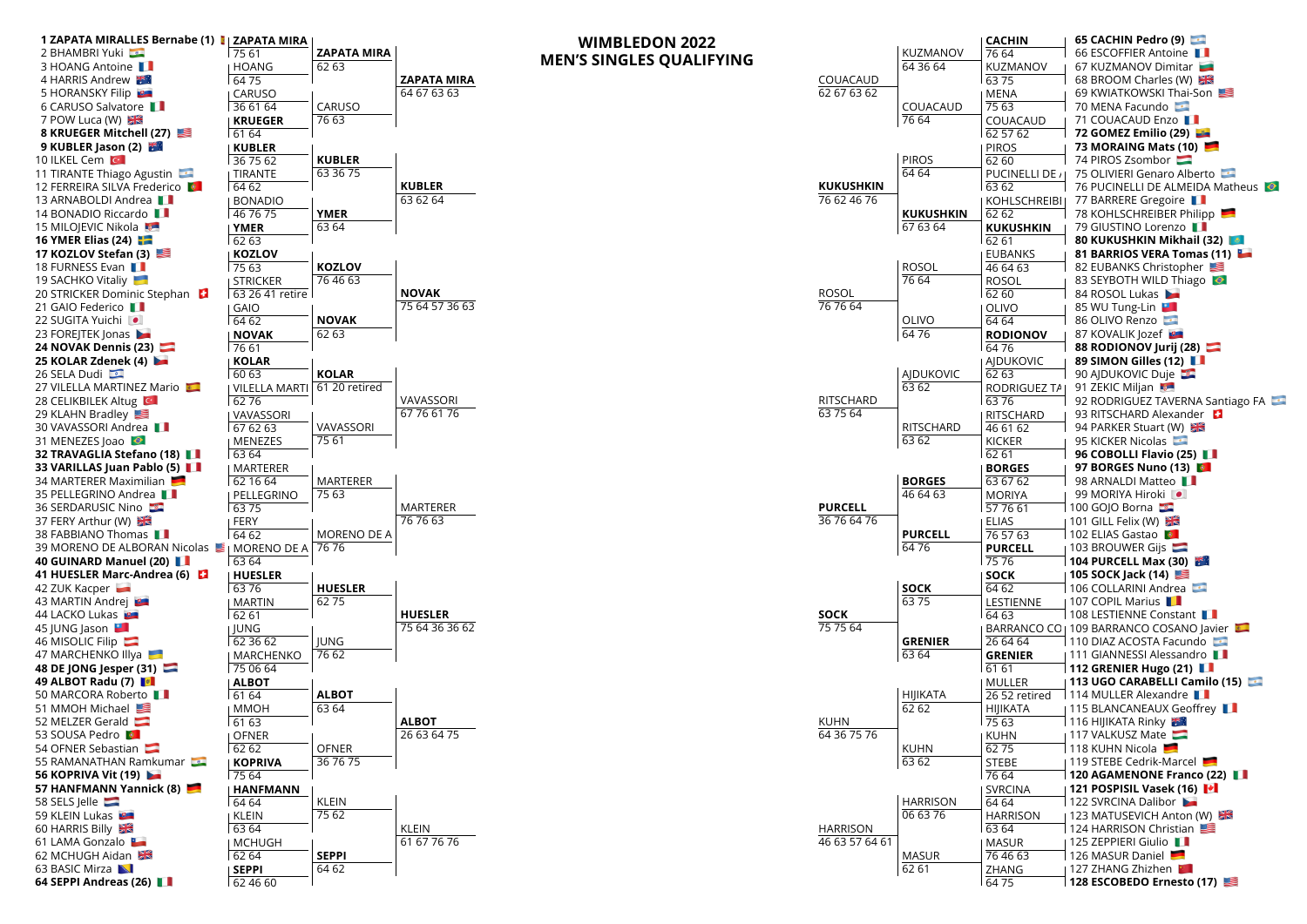# WIMBLEDON 2022
## MEN'S SINGLES QUALIFYING

### Draw (Top Half)

| Player | Round 1 | Round 2 | Qualifying Round 3 |
|---|---|---|---|
| **1 ZAPATA MIRALLES Bernabe (1)** | **ZAPATA MIRA** 75 61 | **ZAPATA MIRA** 62 63 | **ZAPATA MIRA** 64 67 63 63 |
| 2 BHAMBRI Yuki | | | |
| 3 HOANG Antoine | HOANG 64 75 | | |
| 4 HARRIS Andrew | | | |
| 5 HORANSKY Filip | CARUSO 36 61 64 | CARUSO 76 63 | |
| 6 CARUSO Salvatore | | | |
| 7 POW Luca (W) | **KRUEGER** 61 64 | | |
| **8 KRUEGER Mitchell (27)** | | | |
| **9 KUBLER Jason (2)** | **KUBLER** 36 75 62 | **KUBLER** 63 36 75 | **KUBLER** 63 62 64 |
| 10 ILKEL Cem | | | |
| 11 TIRANTE Thiago Agustin | TIRANTE 64 62 | | |
| 12 FERREIRA SILVA Frederico | | | |
| 13 ARNABOLDI Andrea | BONADIO 46 76 75 | **YMER** 63 64 | |
| 14 BONADIO Riccardo | | | |
| 15 MILOJEVIC Nikola | **YMER** 62 63 | | |
| **16 YMER Elias (24)** | | | |
| **17 KOZLOV Stefan (3)** | **KOZLOV** 75 63 | **KOZLOV** 76 46 63 | **NOVAK** 75 64 57 36 63 |
| 18 FURNESS Evan | | | |
| 19 SACHKO Vitaliy | STRICKER 63 26 41 retire | | |
| 20 STRICKER Dominic Stephan | | | |
| 21 GAIO Federico | GAIO 64 62 | **NOVAK** 62 63 | |
| 22 SUGITA Yuichi | | | |
| 23 FOREJTEK Jonas | **NOVAK** 76 61 | | |
| **24 NOVAK Dennis (23)** | | | |
| **25 KOLAR Zdenek (4)** | **KOLAR** 60 63 | **KOLAR** 61 20 retired | VAVASSORI 67 76 61 76 |
| 26 SELA Dudi | | | |
| 27 VILELLA MARTINEZ Mario | VILELLA MARTI 62 76 | | |
| 28 CELIKBILEK Altug | | | |
| 29 KLAHN Bradley | VAVASSORI 67 62 63 | VAVASSORI 75 61 | |
| 30 VAVASSORI Andrea | | | |
| 31 MENEZES Joao | MENEZES 63 64 | | |
| **32 TRAVAGLIA Stefano (18)** | | | |
| **33 VARILLAS Juan Pablo (5)** | MARTERER 62 16 64 | MARTERER 75 63 | MARTERER 76 76 63 |
| 34 MARTERER Maximilian | | | |
| 35 PELLEGRINO Andrea | PELLEGRINO 63 75 | | |
| 36 SERDARUSIC Nino | | | |
| 37 FERY Arthur (W) | FERY 64 62 | MORENO DE A 76 76 | |
| 38 FABBIANO Thomas | | | |
| 39 MORENO DE ALBORAN Nicolas | MORENO DE A 63 64 | | |
| **40 GUINARD Manuel (20)** | | | |
| **41 HUESLER Marc-Andrea (6)** | **HUESLER** 63 76 | **HUESLER** 62 75 | **HUESLER** 75 64 36 36 62 |
| 42 ZUK Kacper | | | |
| 43 MARTIN Andrej | MARTIN 62 61 | | |
| 44 LACKO Lukas | | | |
| 45 JUNG Jason | JUNG 62 36 62 | JUNG 76 62 | |
| 46 MISOLIC Filip | | | |
| 47 MARCHENKO Illya | MARCHENKO 75 06 64 | | |
| **48 DE JONG Jesper (31)** | | | |
| **49 ALBOT Radu (7)** | **ALBOT** 61 64 | **ALBOT** 63 64 | **ALBOT** 26 63 64 75 |
| 50 MARCORA Roberto | | | |
| 51 MMOH Michael | MMOH 61 63 | | |
| 52 MELZER Gerald | | | |
| 53 SOUSA Pedro | OFNER 62 62 | OFNER 36 76 75 | |
| 54 OFNER Sebastian | | | |
| 55 RAMANATHAN Ramkumar | **KOPRIVA** 75 64 | | |
| **56 KOPRIVA Vit (19)** | | | |
| **57 HANFMANN Yannick (8)** | **HANFMANN** 64 64 | KLEIN 75 62 | KLEIN 61 67 76 76 |
| 58 SELS Jelle | | | |
| 59 KLEIN Lukas | KLEIN 63 64 | | |
| 60 HARRIS Billy | | | |
| 61 LAMA Gonzalo | MCHUGH 62 64 | **SEPPI** 64 62 | |
| 62 MCHUGH Aidan | | | |
| 63 BASIC Mirza | **SEPPI** 62 46 60 | | |
| **64 SEPPI Andreas (26)** | | | |

### Draw (Bottom Half)

| Player | Round 1 | Round 2 | Qualifying Round 3 |
|---|---|---|---|
| **65 CACHIN Pedro (9)** | **CACHIN** 76 64 | KUZMANOV 64 36 64 | COUACAUD 62 67 63 62 |
| 66 ESCOFFIER Antoine | | | |
| 67 KUZMANOV Dimitar | KUZMANOV 63 75 | | |
| 68 BROOM Charles (W) | | | |
| 69 KWIATKOWSKI Thai-Son | MENA 75 63 | COUACAUD 76 64 | |
| 70 MENA Facundo | | | |
| 71 COUACAUD Enzo | COUACAUD 62 57 62 | | |
| **72 GOMEZ Emilio (29)** | | | |
| **73 MORAING Mats (10)** | PIROS 62 60 | PIROS 64 64 | **KUKUSHKIN** 76 62 46 76 |
| 74 PIROS Zsombor | | | |
| 75 OLIVIERI Genaro Alberto | PUCINELLI DE A 63 62 | | |
| 76 PUCINELLI DE ALMEIDA Matheus | | | |
| 77 BARRERE Gregoire | KOHLSCHREIBI 62 62 | **KUKUSHKIN** 67 63 64 | |
| 78 KOHLSCHREIBER Philipp | | | |
| 79 GIUSTINO Lorenzo | **KUKUSHKIN** 62 61 | | |
| **80 KUKUSHKIN Mikhail (32)** | | | |
| **81 BARRIOS VERA Tomas (11)** | EUBANKS 46 64 63 | ROSOL 76 64 | ROSOL 76 76 64 |
| 82 EUBANKS Christopher | | | |
| 83 SEYBOTH WILD Thiago | ROSOL 62 60 | | |
| 84 ROSOL Lukas | | | |
| 85 WU Tung-Lin | OLIVO 64 64 | OLIVO 64 76 | |
| 86 OLIVO Renzo | | | |
| 87 KOVALIK Jozef | **RODIONOV** 64 76 | | |
| **88 RODIONOV Jurij (28)** | | | |
| **89 SIMON Gilles (12)** | AJDUKOVIC 62 63 | AJDUKOVIC 63 62 | RITSCHARD 63 75 64 |
| 90 AJDUKOVIC Duje | | | |
| 91 ZEKIC Miljan | RODRIGUEZ TA 63 76 | | |
| 92 RODRIGUEZ TAVERNA Santiago FA | | | |
| 93 RITSCHARD Alexander | RITSCHARD 46 61 62 | RITSCHARD 63 62 | |
| 94 PARKER Stuart (W) | | | |
| 95 KICKER Nicolas | KICKER 62 61 | | |
| **96 COBOLLI Flavio (25)** | | | |
| **97 BORGES Nuno (13)** | **BORGES** 63 67 62 | **BORGES** 46 64 63 | **PURCELL** 36 76 64 76 |
| 98 ARNALDI Matteo | | | |
| 99 MORIYA Hiroki | MORIYA 57 76 61 | | |
| 100 GOJO Borna | | | |
| 101 GILL Felix (W) | ELIAS 76 57 63 | **PURCELL** 64 76 | |
| 102 ELIAS Gastao | | | |
| 103 BROUWER Gijs | **PURCELL** 75 76 | | |
| **104 PURCELL Max (30)** | | | |
| **105 SOCK Jack (14)** | **SOCK** 64 62 | **SOCK** 63 75 | **SOCK** 75 75 64 |
| 106 COLLARINI Andrea | | | |
| 107 COPIL Marius | LESTIENNE 64 63 | | |
| 108 LESTIENNE Constant | | | |
| 109 BARRANCO COSANO Javier | BARRANCO CO 26 64 64 | **GRENIER** 63 64 | |
| 110 DIAZ ACOSTA Facundo | | | |
| 111 GIANNESSI Alessandro | **GRENIER** 61 61 | | |
| **112 GRENIER Hugo (21)** | | | |
| **113 UGO CARABELLI Camilo (15)** | MULLER 26 52 retired | HIJIKATA 62 62 | KUHN 64 36 75 76 |
| 114 MULLER Alexandre | | | |
| 115 BLANCANEAUX Geoffrey | HIJIKATA 75 63 | | |
| 116 HIJIKATA Rinky | | | |
| 117 VALKUSZ Mate | KUHN 62 75 | KUHN 63 62 | |
| 118 KUHN Nicola | | | |
| 119 STEBE Cedrik-Marcel | STEBE 76 64 | | |
| **120 AGAMENONE Franco (22)** | | | |
| **121 POSPISIL Vasek (16)** | SVRCINA 64 64 | HARRISON 06 63 76 | HARRISON 46 63 57 64 61 |
| 122 SVRCINA Dalibor | | | |
| 123 MATUSEVICH Anton (W) | HARRISON 63 64 | | |
| 124 HARRISON Christian | | | |
| 125 ZEPPIERI Giulio | MASUR 76 46 63 | MASUR 62 61 | |
| 126 MASUR Daniel | | | |
| 127 ZHANG Zhizhen | ZHANG 64 75 | | |
| **128 ESCOBEDO Ernesto (17)** | | | |